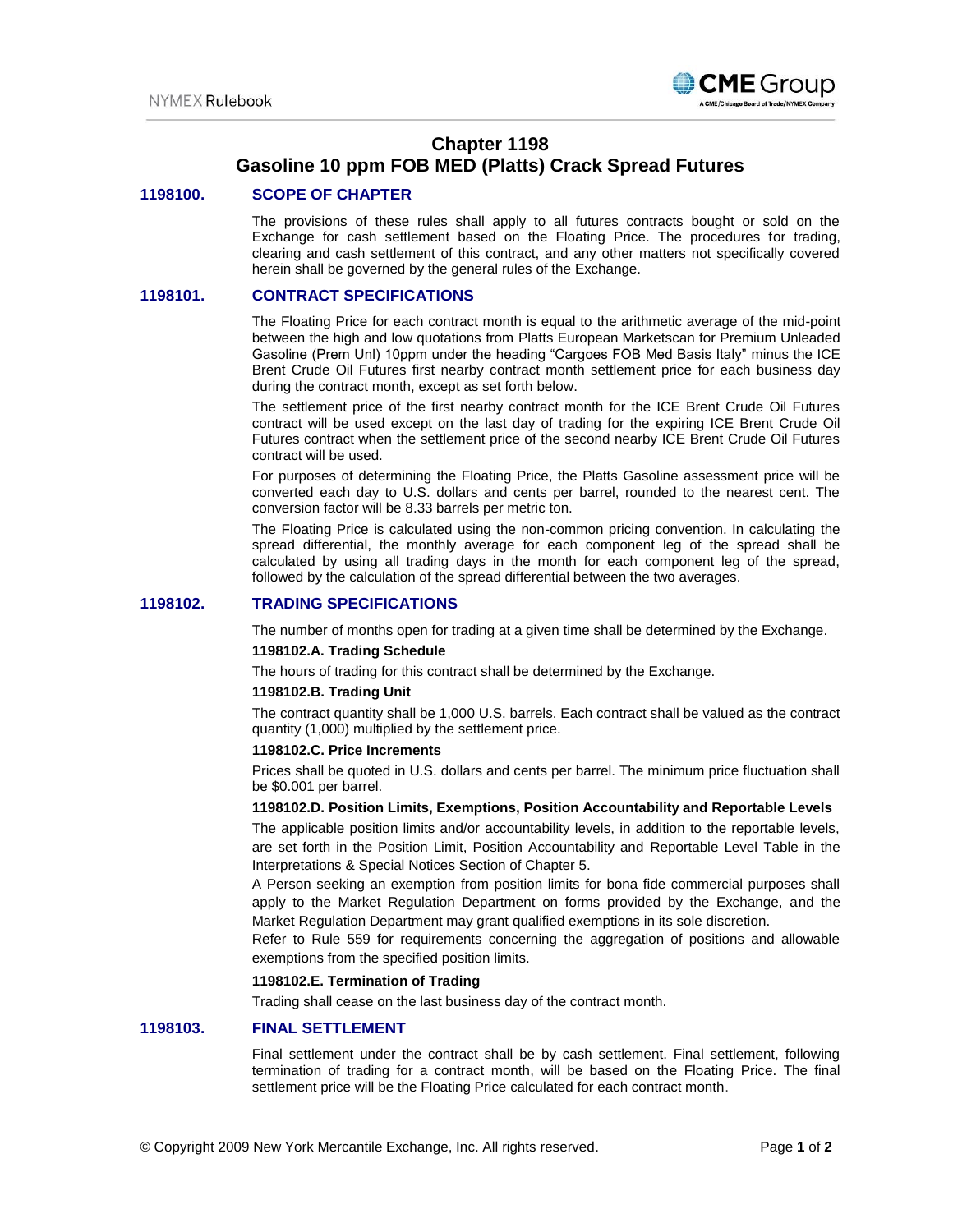# Chapter 1198
# Gasoline 10 ppm FOB MED (Platts) Crack Spread Futures

## 1198100. SCOPE OF CHAPTER

The provisions of these rules shall apply to all futures contracts bought or sold on the Exchange for cash settlement based on the Floating Price. The procedures for trading, clearing and cash settlement of this contract, and any other matters not specifically covered herein shall be governed by the general rules of the Exchange.

## 1198101. CONTRACT SPECIFICATIONS

The Floating Price for each contract month is equal to the arithmetic average of the mid-point between the high and low quotations from Platts European Marketscan for Premium Unleaded Gasoline (Prem Unl) 10ppm under the heading "Cargoes FOB Med Basis Italy" minus the ICE Brent Crude Oil Futures first nearby contract month settlement price for each business day during the contract month, except as set forth below.

The settlement price of the first nearby contract month for the ICE Brent Crude Oil Futures contract will be used except on the last day of trading for the expiring ICE Brent Crude Oil Futures contract when the settlement price of the second nearby ICE Brent Crude Oil Futures contract will be used.

For purposes of determining the Floating Price, the Platts Gasoline assessment price will be converted each day to U.S. dollars and cents per barrel, rounded to the nearest cent. The conversion factor will be 8.33 barrels per metric ton.

The Floating Price is calculated using the non-common pricing convention. In calculating the spread differential, the monthly average for each component leg of the spread shall be calculated by using all trading days in the month for each component leg of the spread, followed by the calculation of the spread differential between the two averages.

## 1198102. TRADING SPECIFICATIONS

The number of months open for trading at a given time shall be determined by the Exchange.

### 1198102.A. Trading Schedule

The hours of trading for this contract shall be determined by the Exchange.

### 1198102.B. Trading Unit

The contract quantity shall be 1,000 U.S. barrels. Each contract shall be valued as the contract quantity (1,000) multiplied by the settlement price.

### 1198102.C. Price Increments

Prices shall be quoted in U.S. dollars and cents per barrel. The minimum price fluctuation shall be $0.001 per barrel.

### 1198102.D. Position Limits, Exemptions, Position Accountability and Reportable Levels

The applicable position limits and/or accountability levels, in addition to the reportable levels, are set forth in the Position Limit, Position Accountability and Reportable Level Table in the Interpretations & Special Notices Section of Chapter 5.

A Person seeking an exemption from position limits for bona fide commercial purposes shall apply to the Market Regulation Department on forms provided by the Exchange, and the Market Regulation Department may grant qualified exemptions in its sole discretion.

Refer to Rule 559 for requirements concerning the aggregation of positions and allowable exemptions from the specified position limits.

### 1198102.E. Termination of Trading

Trading shall cease on the last business day of the contract month.

## 1198103. FINAL SETTLEMENT

Final settlement under the contract shall be by cash settlement. Final settlement, following termination of trading for a contract month, will be based on the Floating Price. The final settlement price will be the Floating Price calculated for each contract month.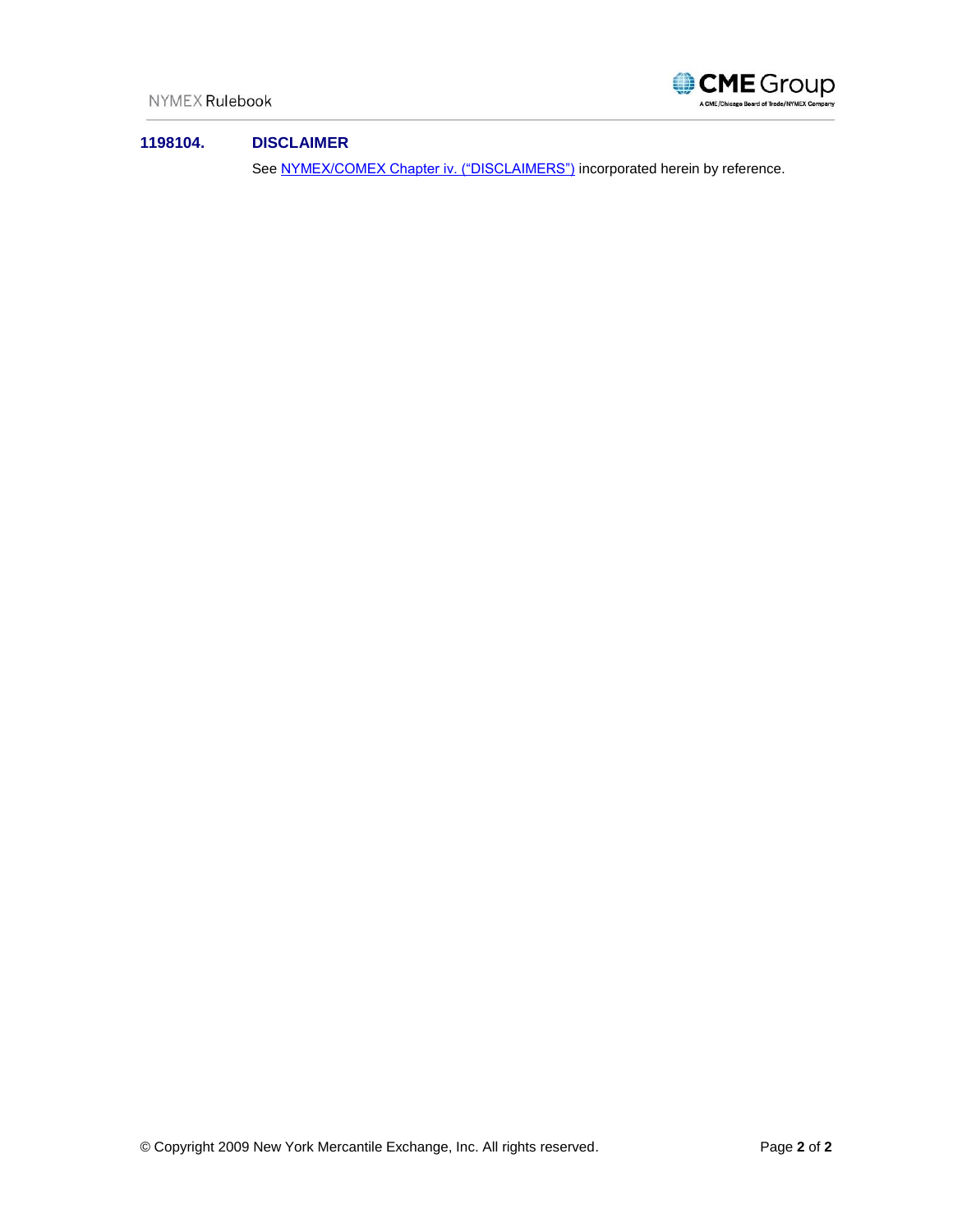### 1198104. DISCLAIMER

See NYMEX/COMEX Chapter iv. ("DISCLAIMERS") incorporated herein by reference.